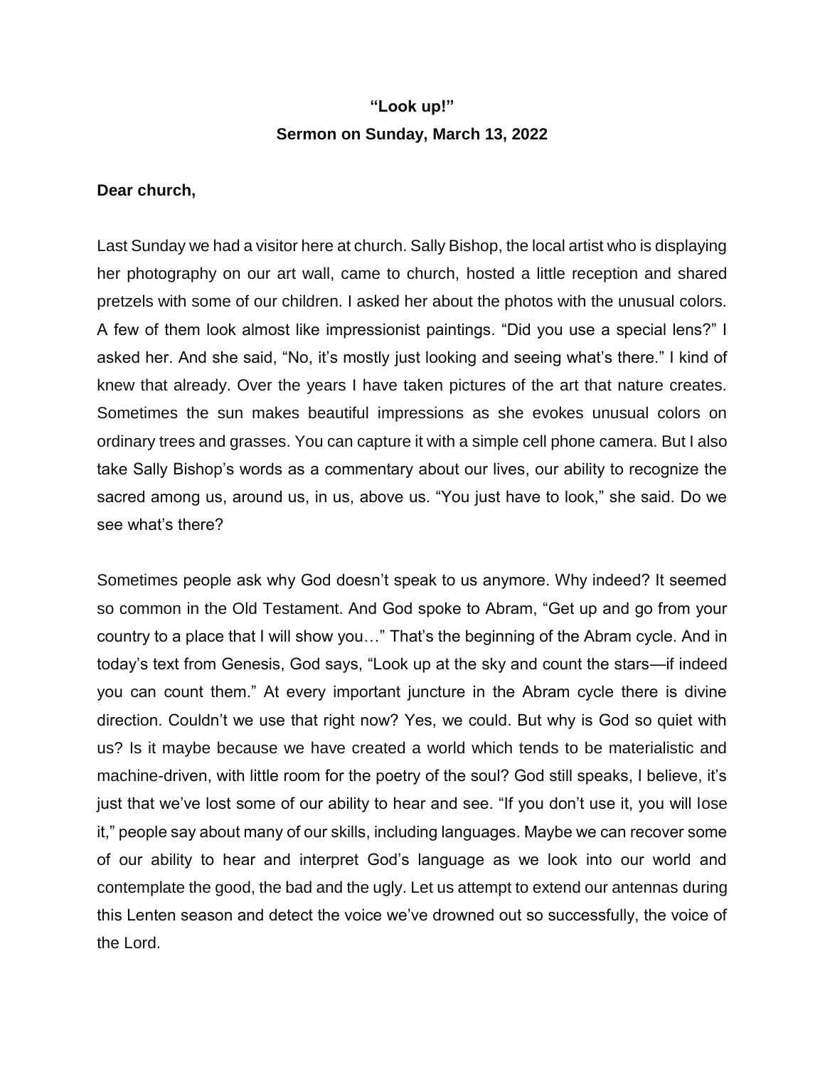# "Look up!"

## Sermon on Sunday, March 13, 2022

**Dear church,**

Last Sunday we had a visitor here at church. Sally Bishop, the local artist who is displaying her photography on our art wall, came to church, hosted a little reception and shared pretzels with some of our children. I asked her about the photos with the unusual colors. A few of them look almost like impressionist paintings. "Did you use a special lens?" I asked her. And she said, "No, it's mostly just looking and seeing what's there." I kind of knew that already. Over the years I have taken pictures of the art that nature creates. Sometimes the sun makes beautiful impressions as she evokes unusual colors on ordinary trees and grasses. You can capture it with a simple cell phone camera. But I also take Sally Bishop's words as a commentary about our lives, our ability to recognize the sacred among us, around us, in us, above us. "You just have to look," she said. Do we see what's there?

Sometimes people ask why God doesn't speak to us anymore. Why indeed? It seemed so common in the Old Testament. And God spoke to Abram, "Get up and go from your country to a place that I will show you…" That's the beginning of the Abram cycle. And in today's text from Genesis, God says, "Look up at the sky and count the stars—if indeed you can count them." At every important juncture in the Abram cycle there is divine direction. Couldn't we use that right now? Yes, we could. But why is God so quiet with us? Is it maybe because we have created a world which tends to be materialistic and machine-driven, with little room for the poetry of the soul? God still speaks, I believe, it's just that we've lost some of our ability to hear and see. "If you don't use it, you will lose it," people say about many of our skills, including languages. Maybe we can recover some of our ability to hear and interpret God's language as we look into our world and contemplate the good, the bad and the ugly. Let us attempt to extend our antennas during this Lenten season and detect the voice we've drowned out so successfully, the voice of the Lord.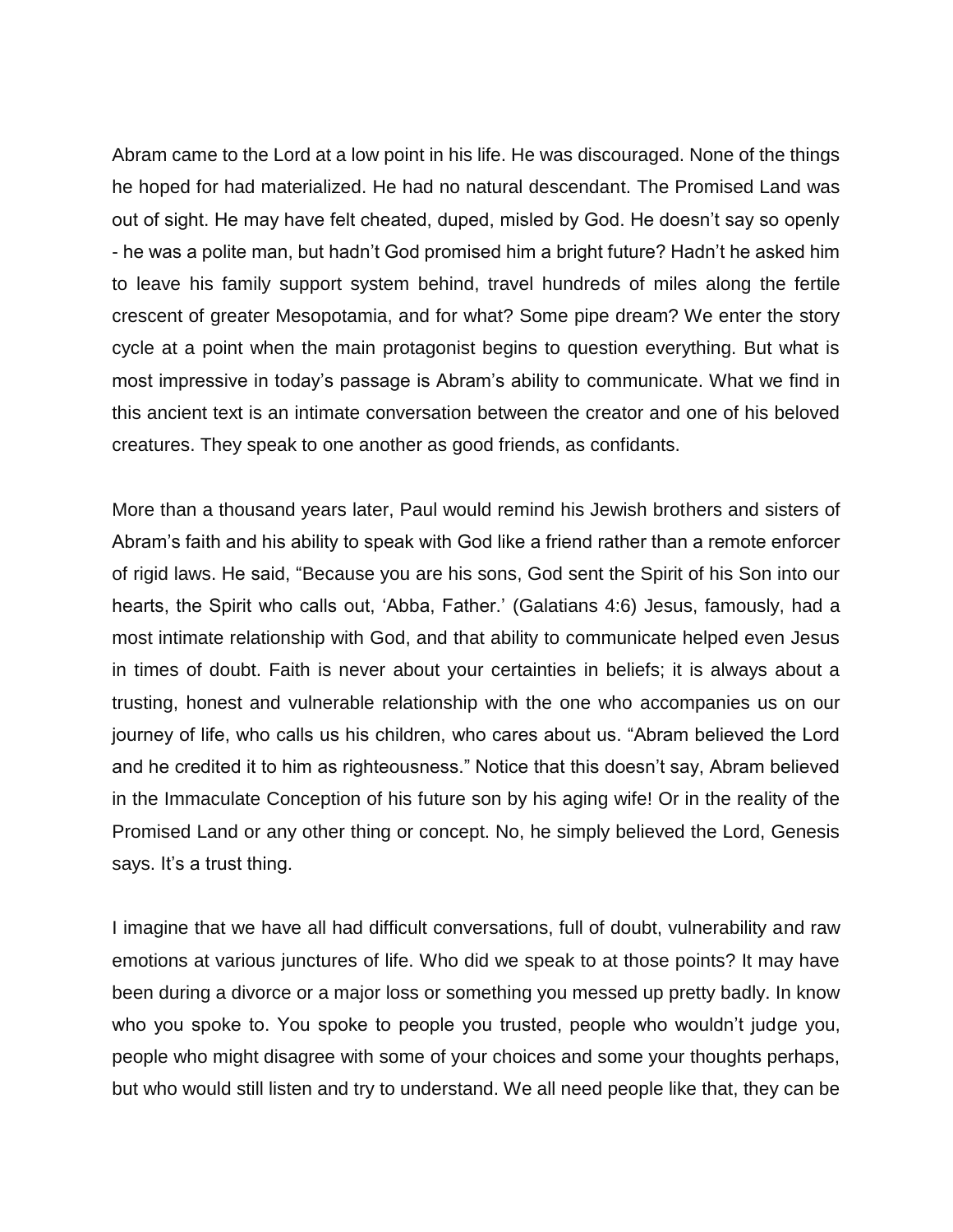Abram came to the Lord at a low point in his life. He was discouraged. None of the things he hoped for had materialized. He had no natural descendant. The Promised Land was out of sight. He may have felt cheated, duped, misled by God. He doesn't say so openly - he was a polite man, but hadn't God promised him a bright future? Hadn't he asked him to leave his family support system behind, travel hundreds of miles along the fertile crescent of greater Mesopotamia, and for what? Some pipe dream? We enter the story cycle at a point when the main protagonist begins to question everything. But what is most impressive in today's passage is Abram's ability to communicate. What we find in this ancient text is an intimate conversation between the creator and one of his beloved creatures. They speak to one another as good friends, as confidants.

More than a thousand years later, Paul would remind his Jewish brothers and sisters of Abram's faith and his ability to speak with God like a friend rather than a remote enforcer of rigid laws. He said, "Because you are his sons, God sent the Spirit of his Son into our hearts, the Spirit who calls out, 'Abba, Father.' (Galatians 4:6) Jesus, famously, had a most intimate relationship with God, and that ability to communicate helped even Jesus in times of doubt. Faith is never about your certainties in beliefs; it is always about a trusting, honest and vulnerable relationship with the one who accompanies us on our journey of life, who calls us his children, who cares about us. "Abram believed the Lord and he credited it to him as righteousness." Notice that this doesn't say, Abram believed in the Immaculate Conception of his future son by his aging wife! Or in the reality of the Promised Land or any other thing or concept. No, he simply believed the Lord, Genesis says. It's a trust thing.

I imagine that we have all had difficult conversations, full of doubt, vulnerability and raw emotions at various junctures of life. Who did we speak to at those points? It may have been during a divorce or a major loss or something you messed up pretty badly. In know who you spoke to. You spoke to people you trusted, people who wouldn't judge you, people who might disagree with some of your choices and some your thoughts perhaps, but who would still listen and try to understand. We all need people like that, they can be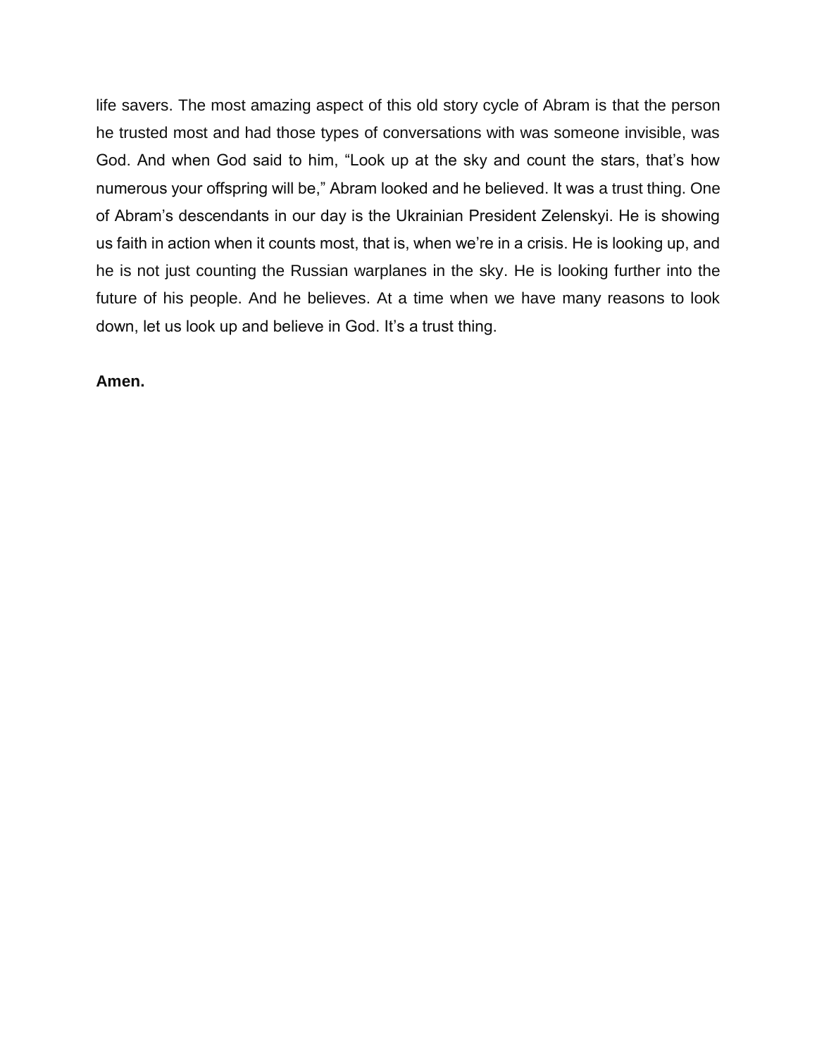life savers. The most amazing aspect of this old story cycle of Abram is that the person he trusted most and had those types of conversations with was someone invisible, was God. And when God said to him, “Look up at the sky and count the stars, that’s how numerous your offspring will be,” Abram looked and he believed. It was a trust thing. One of Abram’s descendants in our day is the Ukrainian President Zelenskyi. He is showing us faith in action when it counts most, that is, when we’re in a crisis. He is looking up, and he is not just counting the Russian warplanes in the sky. He is looking further into the future of his people. And he believes. At a time when we have many reasons to look down, let us look up and believe in God. It’s a trust thing.

**Amen.**